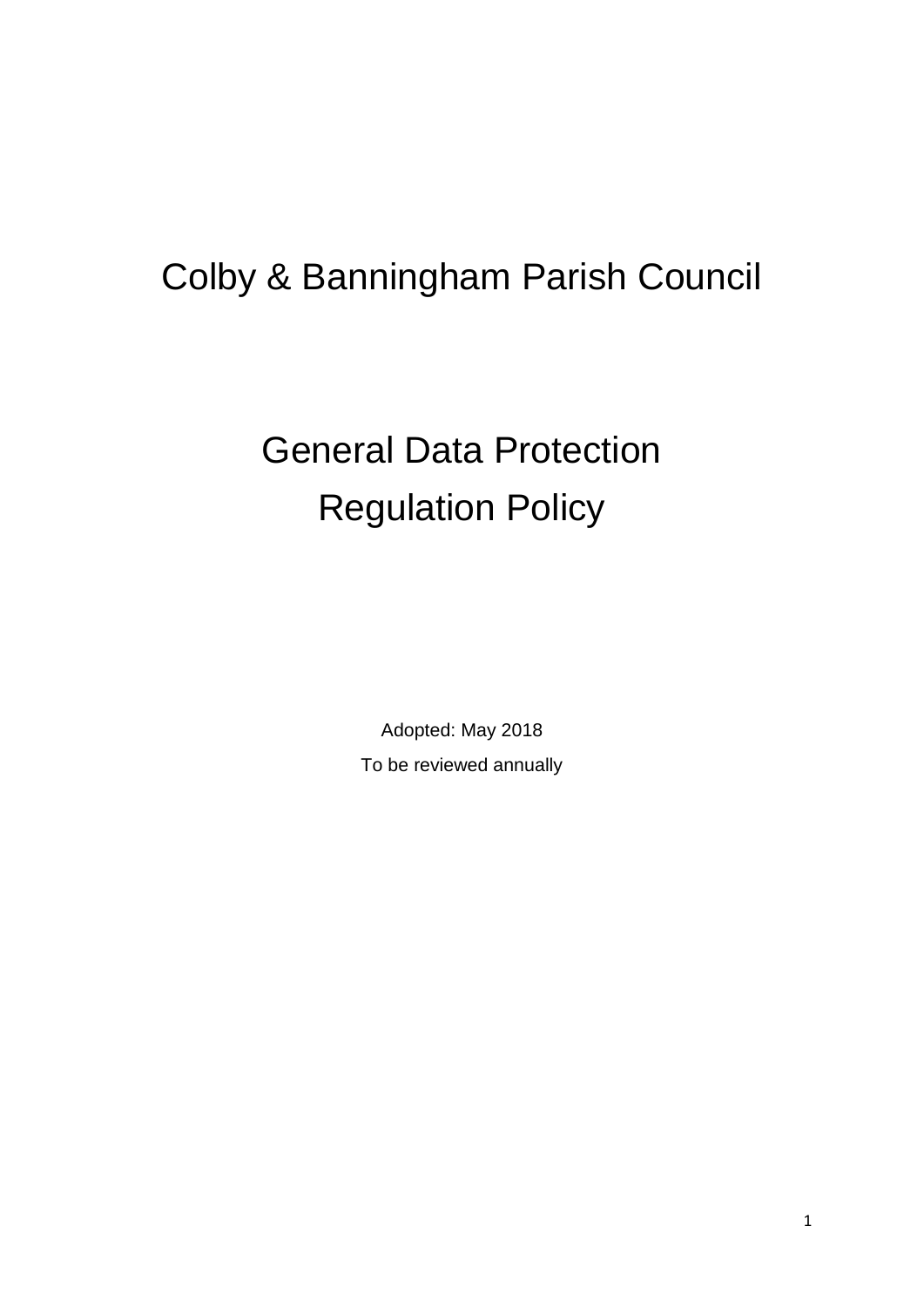# Colby & Banningham Parish Council

# General Data Protection Regulation Policy

Adopted: May 2018

To be reviewed annually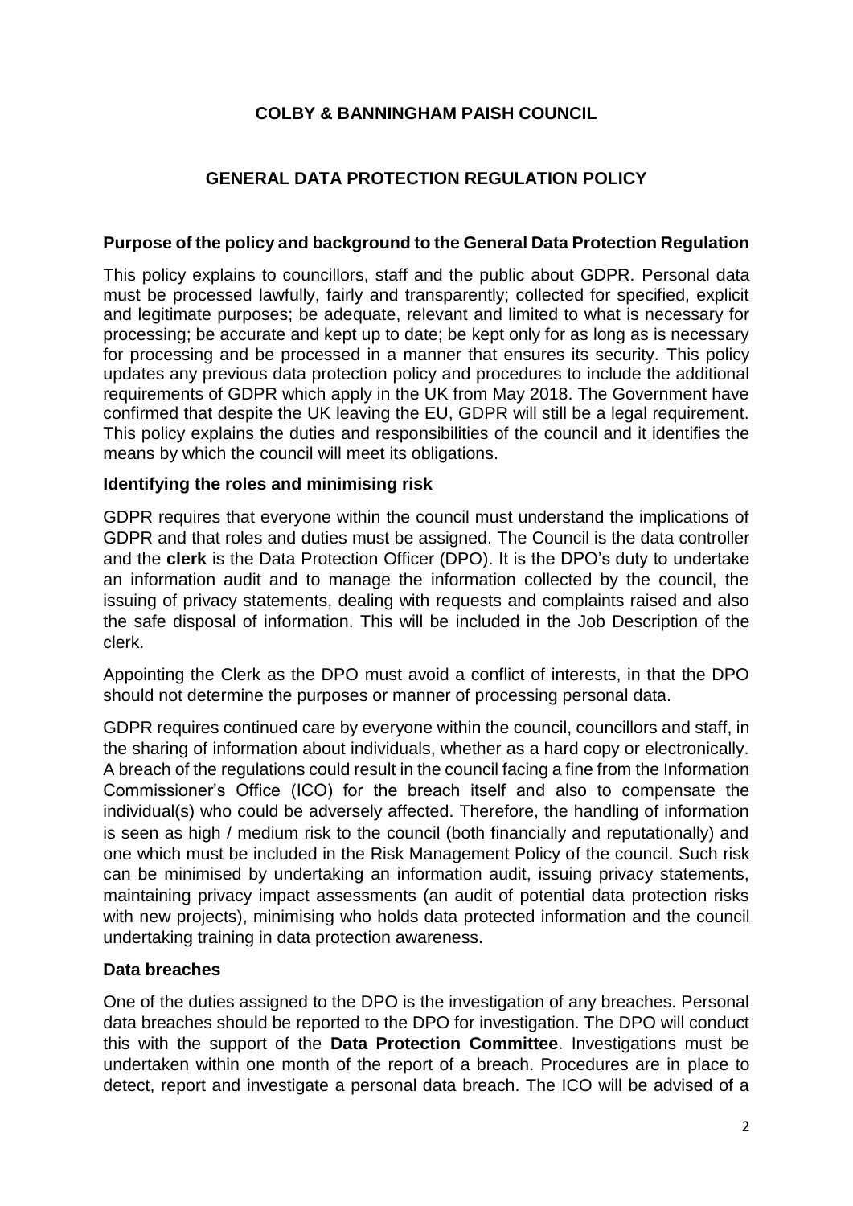**COLBY & BANNINGHAM PAISH COUNCIL**

**GENERAL DATA PROTECTION REGULATION POLICY**

**Purpose of the policy and background to the General Data Protection Regulation**

This policy explains to councillors, staff and the public about GDPR. Personal data must be processed lawfully, fairly and transparently; collected for specified, explicit and legitimate purposes; be adequate, relevant and limited to what is necessary for processing; be accurate and kept up to date; be kept only for as long as is necessary for processing and be processed in a manner that ensures its security. This policy updates any previous data protection policy and procedures to include the additional requirements of GDPR which apply in the UK from May 2018. The Government have confirmed that despite the UK leaving the EU, GDPR will still be a legal requirement. This policy explains the duties and responsibilities of the council and it identifies the means by which the council will meet its obligations.

**Identifying the roles and minimising risk**

GDPR requires that everyone within the council must understand the implications of GDPR and that roles and duties must be assigned. The Council is the data controller and the **clerk** is the Data Protection Officer (DPO). It is the DPO's duty to undertake an information audit and to manage the information collected by the council, the issuing of privacy statements, dealing with requests and complaints raised and also the safe disposal of information. This will be included in the Job Description of the clerk.

Appointing the Clerk as the DPO must avoid a conflict of interests, in that the DPO should not determine the purposes or manner of processing personal data.

GDPR requires continued care by everyone within the council, councillors and staff, in the sharing of information about individuals, whether as a hard copy or electronically. A breach of the regulations could result in the council facing a fine from the Information Commissioner's Office (ICO) for the breach itself and also to compensate the individual(s) who could be adversely affected. Therefore, the handling of information is seen as high / medium risk to the council (both financially and reputationally) and one which must be included in the Risk Management Policy of the council. Such risk can be minimised by undertaking an information audit, issuing privacy statements, maintaining privacy impact assessments (an audit of potential data protection risks with new projects), minimising who holds data protected information and the council undertaking training in data protection awareness.

**Data breaches**

One of the duties assigned to the DPO is the investigation of any breaches. Personal data breaches should be reported to the DPO for investigation. The DPO will conduct this with the support of the **Data Protection Committee**. Investigations must be undertaken within one month of the report of a breach. Procedures are in place to detect, report and investigate a personal data breach. The ICO will be advised of a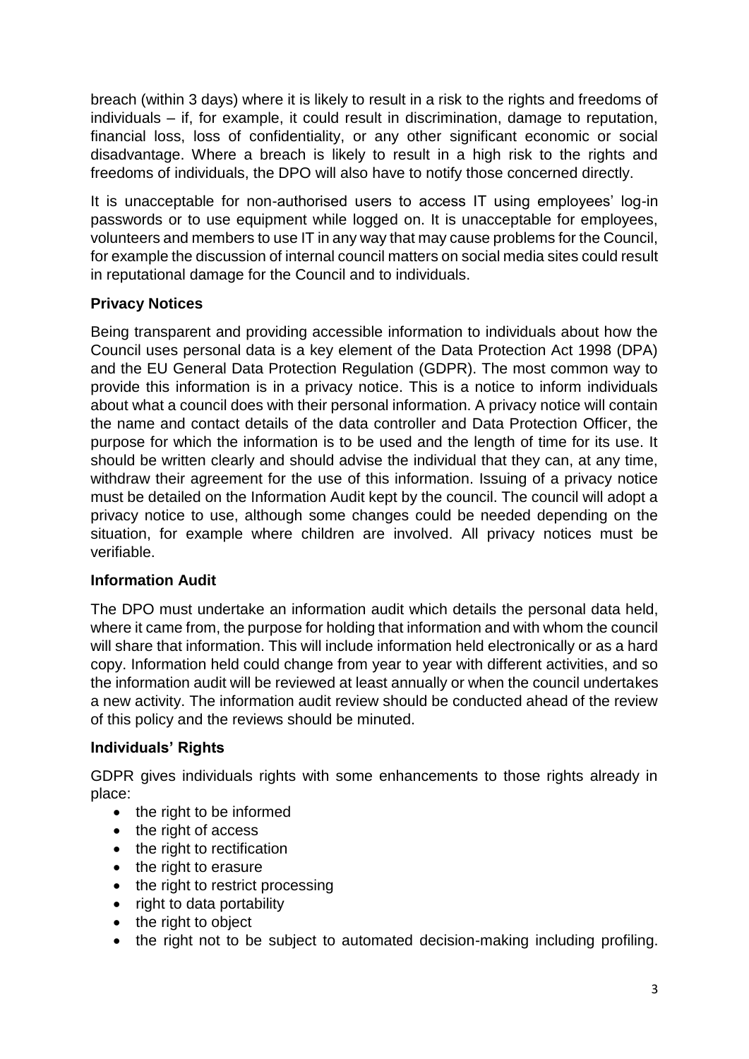breach (within 3 days) where it is likely to result in a risk to the rights and freedoms of individuals – if, for example, it could result in discrimination, damage to reputation, financial loss, loss of confidentiality, or any other significant economic or social disadvantage. Where a breach is likely to result in a high risk to the rights and freedoms of individuals, the DPO will also have to notify those concerned directly.

It is unacceptable for non-authorised users to access IT using employees' log-in passwords or to use equipment while logged on. It is unacceptable for employees, volunteers and members to use IT in any way that may cause problems for the Council, for example the discussion of internal council matters on social media sites could result in reputational damage for the Council and to individuals.

### Privacy Notices

Being transparent and providing accessible information to individuals about how the Council uses personal data is a key element of the Data Protection Act 1998 (DPA) and the EU General Data Protection Regulation (GDPR). The most common way to provide this information is in a privacy notice. This is a notice to inform individuals about what a council does with their personal information. A privacy notice will contain the name and contact details of the data controller and Data Protection Officer, the purpose for which the information is to be used and the length of time for its use. It should be written clearly and should advise the individual that they can, at any time, withdraw their agreement for the use of this information. Issuing of a privacy notice must be detailed on the Information Audit kept by the council. The council will adopt a privacy notice to use, although some changes could be needed depending on the situation, for example where children are involved. All privacy notices must be verifiable.

### Information Audit

The DPO must undertake an information audit which details the personal data held, where it came from, the purpose for holding that information and with whom the council will share that information. This will include information held electronically or as a hard copy. Information held could change from year to year with different activities, and so the information audit will be reviewed at least annually or when the council undertakes a new activity. The information audit review should be conducted ahead of the review of this policy and the reviews should be minuted.

### Individuals' Rights

GDPR gives individuals rights with some enhancements to those rights already in place:

- the right to be informed
- the right of access
- the right to rectification
- the right to erasure
- the right to restrict processing
- right to data portability
- the right to object
- the right not to be subject to automated decision-making including profiling.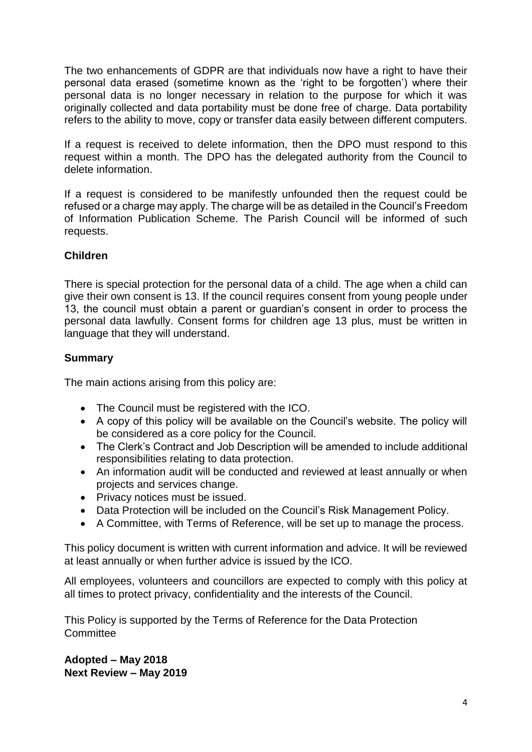The two enhancements of GDPR are that individuals now have a right to have their personal data erased (sometime known as the 'right to be forgotten') where their personal data is no longer necessary in relation to the purpose for which it was originally collected and data portability must be done free of charge. Data portability refers to the ability to move, copy or transfer data easily between different computers.

If a request is received to delete information, then the DPO must respond to this request within a month. The DPO has the delegated authority from the Council to delete information.

If a request is considered to be manifestly unfounded then the request could be refused or a charge may apply. The charge will be as detailed in the Council's Freedom of Information Publication Scheme. The Parish Council will be informed of such requests.

**Children**

There is special protection for the personal data of a child. The age when a child can give their own consent is 13. If the council requires consent from young people under 13, the council must obtain a parent or guardian's consent in order to process the personal data lawfully. Consent forms for children age 13 plus, must be written in language that they will understand.

**Summary**

The main actions arising from this policy are:

- The Council must be registered with the ICO.
- A copy of this policy will be available on the Council's website. The policy will be considered as a core policy for the Council.
- The Clerk's Contract and Job Description will be amended to include additional responsibilities relating to data protection.
- An information audit will be conducted and reviewed at least annually or when projects and services change.
- Privacy notices must be issued.
- Data Protection will be included on the Council's Risk Management Policy.
- A Committee, with Terms of Reference, will be set up to manage the process.

This policy document is written with current information and advice. It will be reviewed at least annually or when further advice is issued by the ICO.

All employees, volunteers and councillors are expected to comply with this policy at all times to protect privacy, confidentiality and the interests of the Council.

This Policy is supported by the Terms of Reference for the Data Protection Committee

**Adopted – May 2018**
**Next Review – May 2019**